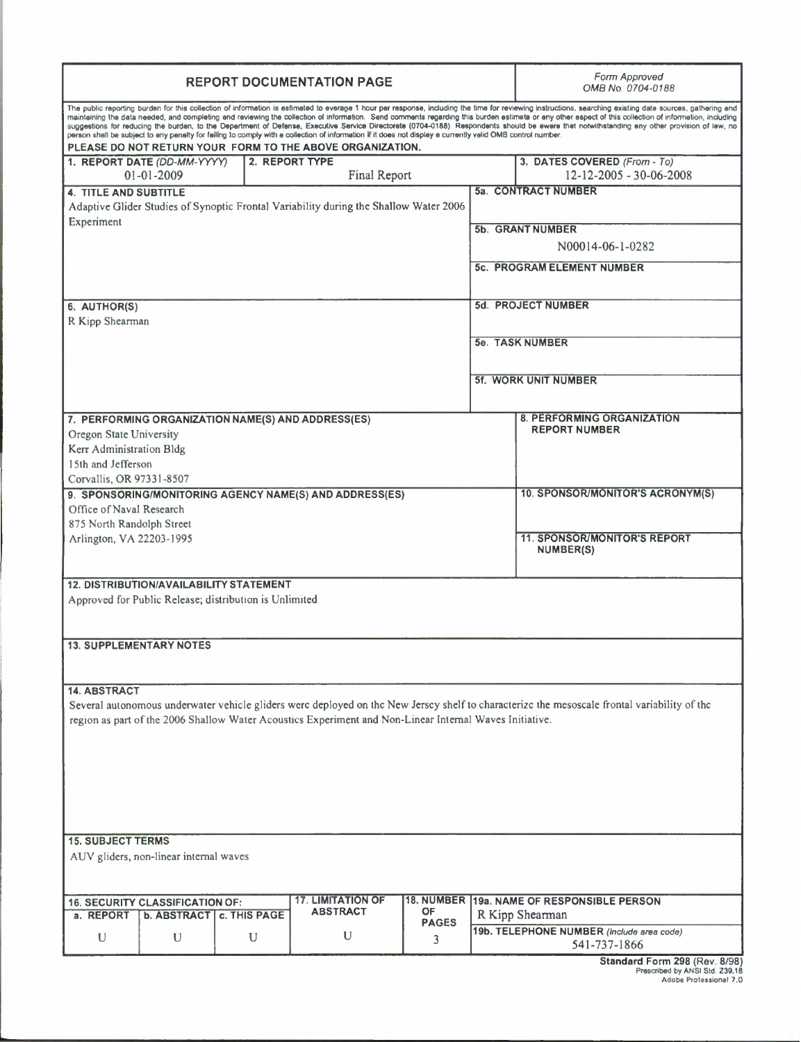# REPORT DOCUMENTATION PAGE

*Form Approved*
*OMB No. 0704-0188*

The public reporting burden for this collection of information is estimated to average 1 hour per response, including the time for reviewing instructions, searching existing data sources, gathering and maintaining the data needed, and completing and reviewing the collection of information. Send comments regarding this burden estimate or any other aspect of this collection of information, including suggestions for reducing the burden, to the Department of Defense, Executive Service Directorate (0704-0188). Respondents should be aware that notwithstanding any other provision of law, no person shall be subject to any penalty for failing to comply with a collection of information if it does not display a currently valid OMB control number.

**PLEASE DO NOT RETURN YOUR FORM TO THE ABOVE ORGANIZATION.**

**1. REPORT DATE** *(DD-MM-YYYY)*
01-01-2009

**2. REPORT TYPE**
Final Report

**3. DATES COVERED** *(From - To)*
12-12-2005 - 30-06-2008

**4. TITLE AND SUBTITLE**
Adaptive Glider Studies of Synoptic Frontal Variability during the Shallow Water 2006 Experiment

**5a. CONTRACT NUMBER**

**5b. GRANT NUMBER**
N00014-06-1-0282

**5c. PROGRAM ELEMENT NUMBER**

**6. AUTHOR(S)**
R Kipp Shearman

**5d. PROJECT NUMBER**

**5e. TASK NUMBER**

**5f. WORK UNIT NUMBER**

**7. PERFORMING ORGANIZATION NAME(S) AND ADDRESS(ES)**
Oregon State University
Kerr Administration Bldg
15th and Jefferson
Corvallis, OR 97331-8507

**8. PERFORMING ORGANIZATION REPORT NUMBER**

**9. SPONSORING/MONITORING AGENCY NAME(S) AND ADDRESS(ES)**
Office of Naval Research
875 North Randolph Street
Arlington, VA 22203-1995

**10. SPONSOR/MONITOR'S ACRONYM(S)**

**11. SPONSOR/MONITOR'S REPORT NUMBER(S)**

**12. DISTRIBUTION/AVAILABILITY STATEMENT**
Approved for Public Release; distribution is Unlimited

**13. SUPPLEMENTARY NOTES**

**14. ABSTRACT**
Several autonomous underwater vehicle gliders were deployed on the New Jersey shelf to characterize the mesoscale frontal variability of the region as part of the 2006 Shallow Water Acoustics Experiment and Non-Linear Internal Waves Initiative.

**15. SUBJECT TERMS**
AUV gliders, non-linear internal waves

| 16. SECURITY CLASSIFICATION OF: | | | 17. LIMITATION OF ABSTRACT | 18. NUMBER OF PAGES | 19a. NAME OF RESPONSIBLE PERSON |
|---|---|---|---|---|---|
| a. REPORT | b. ABSTRACT | c. THIS PAGE | | | R Kipp Shearman |
| U | U | U | U | 3 | 19b. TELEPHONE NUMBER *(Include area code)* 541-737-1866 |

**Standard Form 298** (Rev. 8/98)
Prescribed by ANSI Std. Z39.18
Adobe Professional 7.0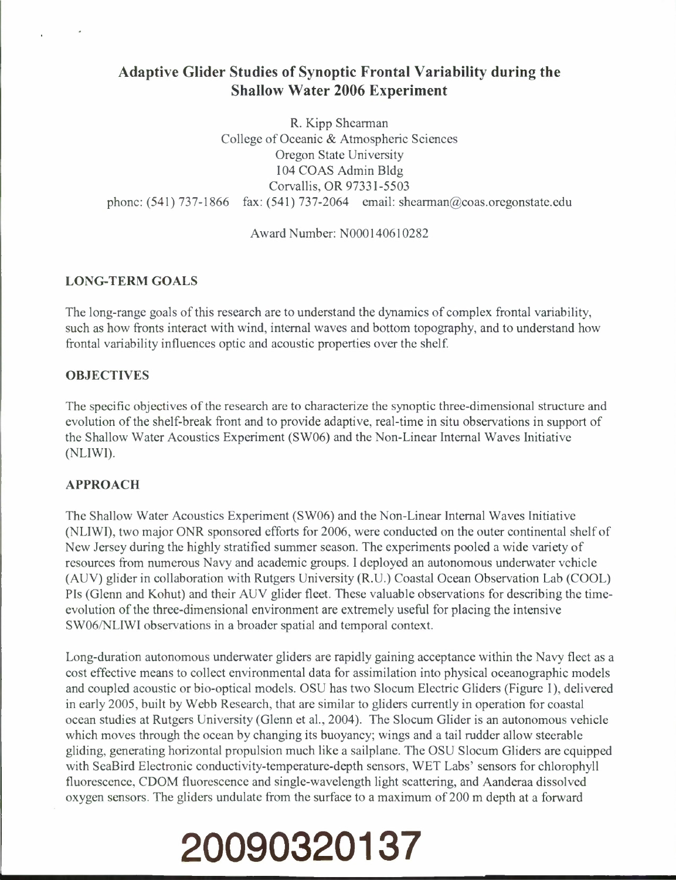# Adaptive Glider Studies of Synoptic Frontal Variability during the Shallow Water 2006 Experiment

R. Kipp Shearman
College of Oceanic & Atmospheric Sciences
Oregon State University
104 COAS Admin Bldg
Corvallis, OR 97331-5503
phone: (541) 737-1866 fax: (541) 737-2064 email: shearman@coas.oregonstate.edu

Award Number: N000140610282

## LONG-TERM GOALS

The long-range goals of this research are to understand the dynamics of complex frontal variability, such as how fronts interact with wind, internal waves and bottom topography, and to understand how frontal variability influences optic and acoustic properties over the shelf.

## OBJECTIVES

The specific objectives of the research are to characterize the synoptic three-dimensional structure and evolution of the shelf-break front and to provide adaptive, real-time in situ observations in support of the Shallow Water Acoustics Experiment (SW06) and the Non-Linear Internal Waves Initiative (NLIWI).

## APPROACH

The Shallow Water Acoustics Experiment (SW06) and the Non-Linear Internal Waves Initiative (NLIWI), two major ONR sponsored efforts for 2006, were conducted on the outer continental shelf of New Jersey during the highly stratified summer season. The experiments pooled a wide variety of resources from numerous Navy and academic groups. I deployed an autonomous underwater vehicle (AUV) glider in collaboration with Rutgers University (R.U.) Coastal Ocean Observation Lab (COOL) PIs (Glenn and Kohut) and their AUV glider fleet. These valuable observations for describing the time-evolution of the three-dimensional environment are extremely useful for placing the intensive SW06/NLIWI observations in a broader spatial and temporal context.

Long-duration autonomous underwater gliders are rapidly gaining acceptance within the Navy fleet as a cost effective means to collect environmental data for assimilation into physical oceanographic models and coupled acoustic or bio-optical models. OSU has two Slocum Electric Gliders (Figure 1), delivered in early 2005, built by Webb Research, that are similar to gliders currently in operation for coastal ocean studies at Rutgers University (Glenn et al., 2004). The Slocum Glider is an autonomous vehicle which moves through the ocean by changing its buoyancy; wings and a tail rudder allow steerable gliding, generating horizontal propulsion much like a sailplane. The OSU Slocum Gliders are equipped with SeaBird Electronic conductivity-temperature-depth sensors, WET Labs' sensors for chlorophyll fluorescence, CDOM fluorescence and single-wavelength light scattering, and Aanderaa dissolved oxygen sensors. The gliders undulate from the surface to a maximum of 200 m depth at a forward

**20090320137**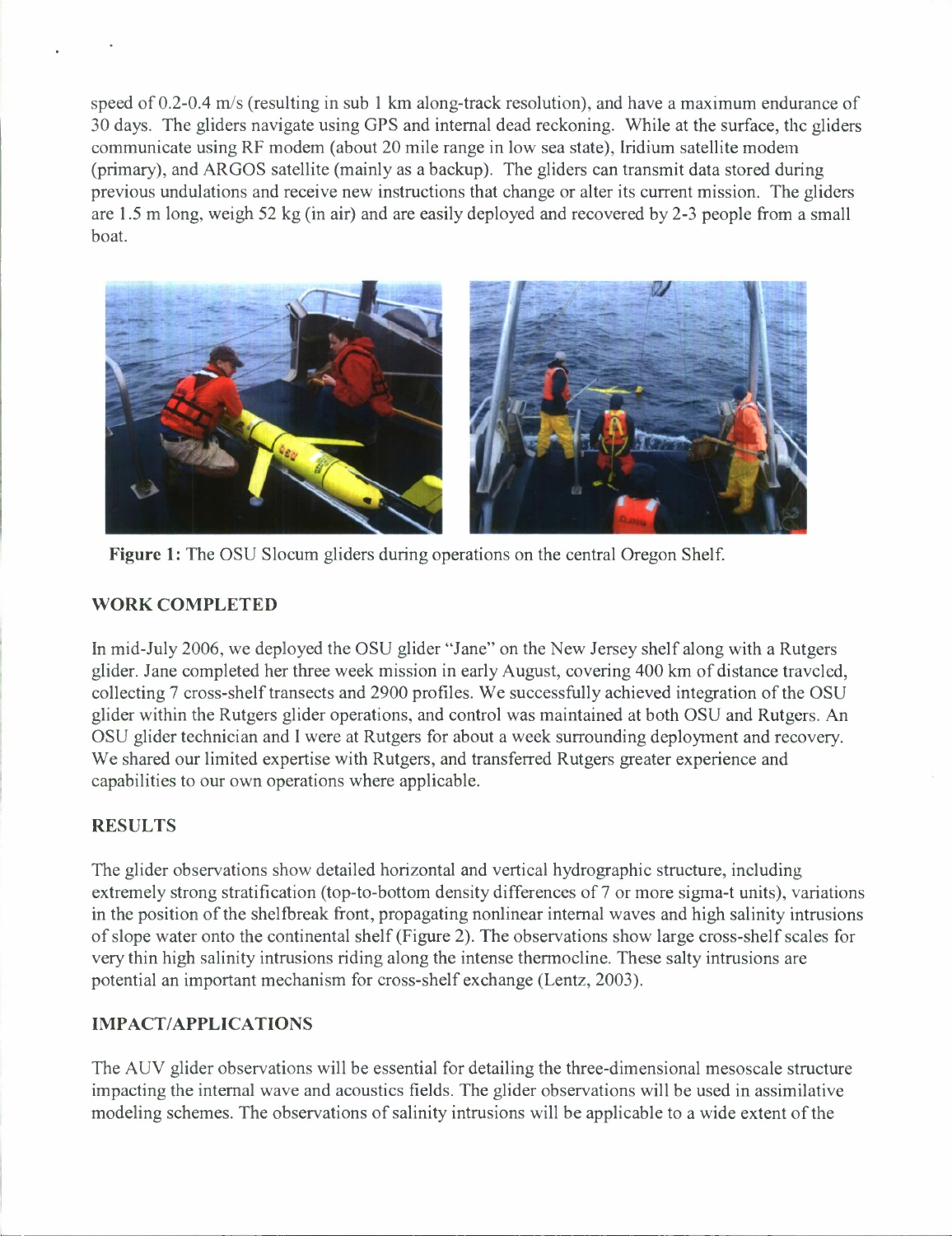speed of 0.2-0.4 m/s (resulting in sub 1 km along-track resolution), and have a maximum endurance of 30 days. The gliders navigate using GPS and internal dead reckoning. While at the surface, the gliders communicate using RF modem (about 20 mile range in low sea state), Iridium satellite modem (primary), and ARGOS satellite (mainly as a backup). The gliders can transmit data stored during previous undulations and receive new instructions that change or alter its current mission. The gliders are 1.5 m long, weigh 52 kg (in air) and are easily deployed and recovered by 2-3 people from a small boat.

**Figure 1:** The OSU Slocum gliders during operations on the central Oregon Shelf.

## WORK COMPLETED

In mid-July 2006, we deployed the OSU glider "Jane" on the New Jersey shelf along with a Rutgers glider. Jane completed her three week mission in early August, covering 400 km of distance traveled, collecting 7 cross-shelf transects and 2900 profiles. We successfully achieved integration of the OSU glider within the Rutgers glider operations, and control was maintained at both OSU and Rutgers. An OSU glider technician and I were at Rutgers for about a week surrounding deployment and recovery. We shared our limited expertise with Rutgers, and transferred Rutgers greater experience and capabilities to our own operations where applicable.

## RESULTS

The glider observations show detailed horizontal and vertical hydrographic structure, including extremely strong stratification (top-to-bottom density differences of 7 or more sigma-t units), variations in the position of the shelfbreak front, propagating nonlinear internal waves and high salinity intrusions of slope water onto the continental shelf (Figure 2). The observations show large cross-shelf scales for very thin high salinity intrusions riding along the intense thermocline. These salty intrusions are potential an important mechanism for cross-shelf exchange (Lentz, 2003).

## IMPACT/APPLICATIONS

The AUV glider observations will be essential for detailing the three-dimensional mesoscale structure impacting the internal wave and acoustics fields. The glider observations will be used in assimilative modeling schemes. The observations of salinity intrusions will be applicable to a wide extent of the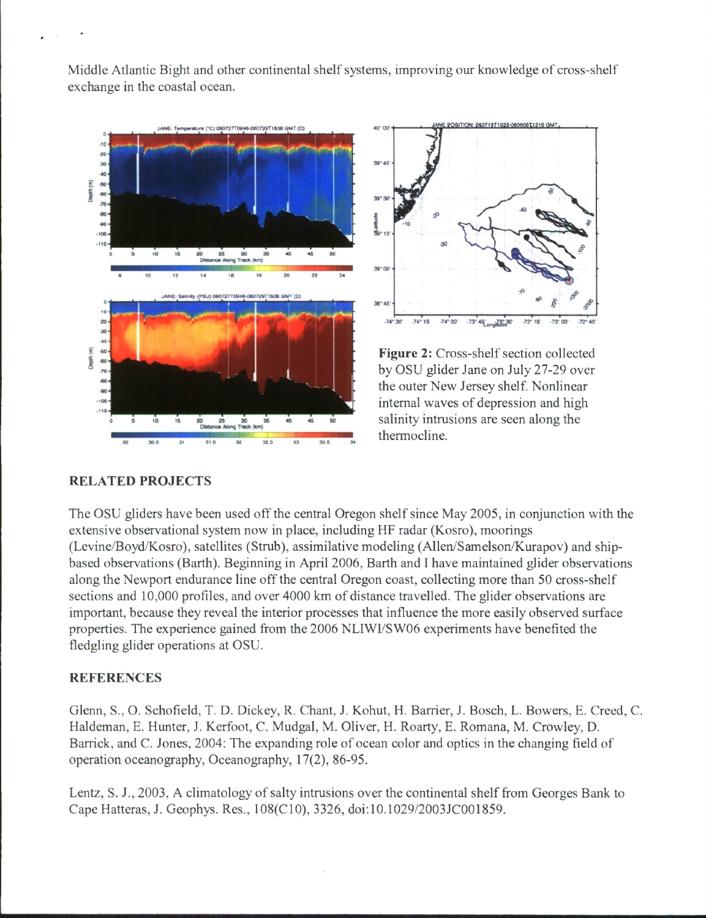Middle Atlantic Bight and other continental shelf systems, improving our knowledge of cross-shelf exchange in the coastal ocean.

**Figure 2:** Cross-shelf section collected by OSU glider Jane on July 27-29 over the outer New Jersey shelf. Nonlinear internal waves of depression and high salinity intrusions are seen along the thermocline.

## RELATED PROJECTS

The OSU gliders have been used off the central Oregon shelf since May 2005, in conjunction with the extensive observational system now in place, including HF radar (Kosro), moorings (Levine/Boyd/Kosro), satellites (Strub), assimilative modeling (Allen/Samelson/Kurapov) and ship-based observations (Barth). Beginning in April 2006, Barth and I have maintained glider observations along the Newport endurance line off the central Oregon coast, collecting more than 50 cross-shelf sections and 10,000 profiles, and over 4000 km of distance travelled. The glider observations are important, because they reveal the interior processes that influence the more easily observed surface properties. The experience gained from the 2006 NLIWI/SW06 experiments have benefited the fledgling glider operations at OSU.

## REFERENCES

Glenn, S., O. Schofield, T. D. Dickey, R. Chant, J. Kohut, H. Barrier, J. Bosch, L. Bowers, E. Creed, C. Haldeman, E. Hunter, J. Kerfoot, C. Mudgal, M. Oliver, H. Roarty, E. Romana, M. Crowley, D. Barrick, and C. Jones, 2004: The expanding role of ocean color and optics in the changing field of operation oceanography, Oceanography, 17(2), 86-95.

Lentz, S. J., 2003, A climatology of salty intrusions over the continental shelf from Georges Bank to Cape Hatteras, J. Geophys. Res., 108(C10), 3326, doi:10.1029/2003JC001859.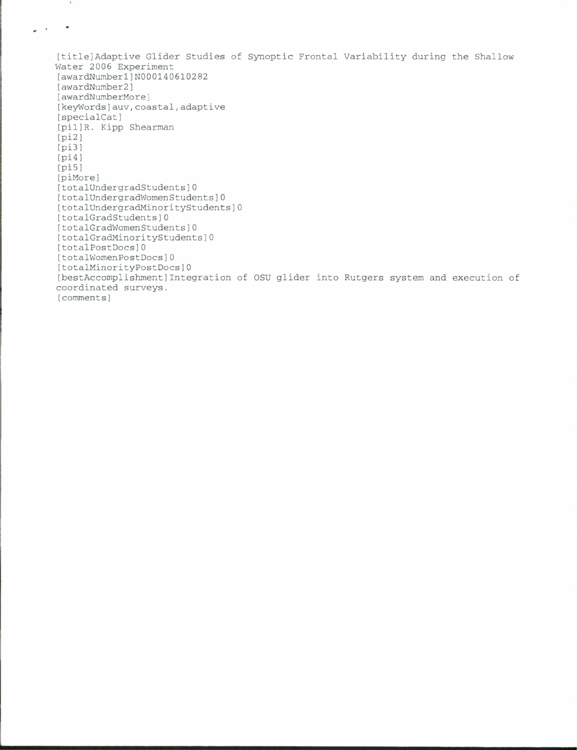[title]Adaptive Glider Studies of Synoptic Frontal Variability during the Shallow Water 2006 Experiment
[awardNumber1]N000140610282
[awardNumber2]
[awardNumberMore]
[keyWords]auv,coastal,adaptive
[specialCat]
[pi1]R. Kipp Shearman
[pi2]
[pi3]
[pi4]
[pi5]
[piMore]
[totalUndergradStudents]0
[totalUndergradWomenStudents]0
[totalUndergradMinorityStudents]0
[totalGradStudents]0
[totalGradWomenStudents]0
[totalGradMinorityStudents]0
[totalPostDocs]0
[totalWomenPostDocs]0
[totalMinorityPostDocs]0
[bestAccomplishment]Integration of OSU glider into Rutgers system and execution of coordinated surveys.
[comments]